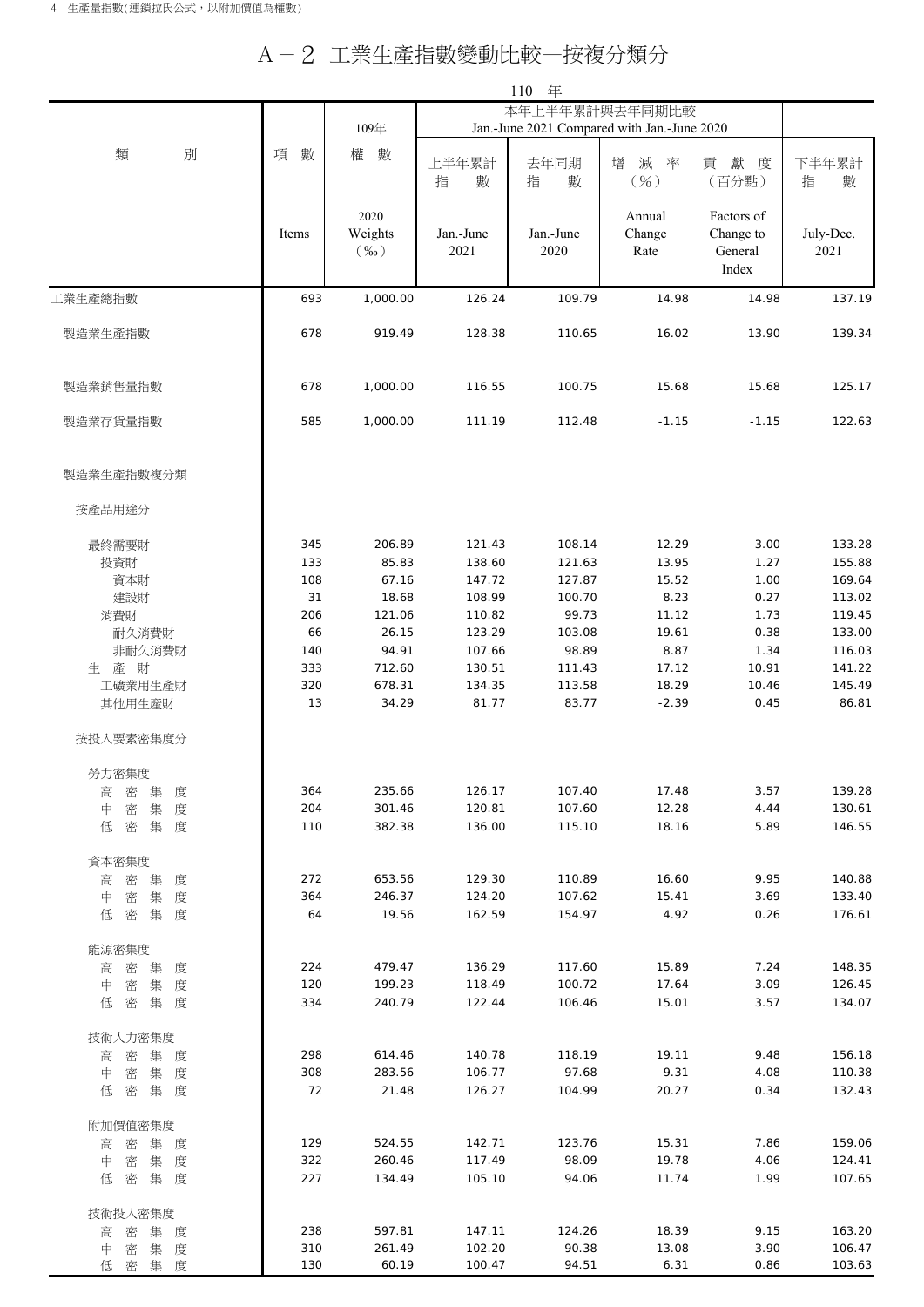# A－2 工業生產指數變動比較—按複分類分

110 年

| 類別 | 項數 Items | 109年 權數 2020 Weights (‰) | 本年上半年累計與去年同期比較 Jan.-June 2021 Compared with Jan.-June 2020 上半年累計指數 Jan.-June 2021 | 去年同期指數 Jan.-June 2020 | 增減率 (%) Annual Change Rate | 貢獻度 (百分點) Factors of Change to General Index | 下半年累計指數 July-Dec. 2021 |
|---|---|---|---|---|---|---|---|
| 工業生產總指數 | 693 | 1,000.00 | 126.24 | 109.79 | 14.98 | 14.98 | 137.19 |
| 製造業生產指數 | 678 | 919.49 | 128.38 | 110.65 | 16.02 | 13.90 | 139.34 |
| 製造業銷售量指數 | 678 | 1,000.00 | 116.55 | 100.75 | 15.68 | 15.68 | 125.17 |
| 製造業存貨量指數 | 585 | 1,000.00 | 111.19 | 112.48 | -1.15 | -1.15 | 122.63 |
| 製造業生產指數複分類 | | | | | | | |
| 按產品用途分 | | | | | | | |
| 最終需要財 | 345 | 206.89 | 121.43 | 108.14 | 12.29 | 3.00 | 133.28 |
| 投資財 | 133 | 85.83 | 138.60 | 121.63 | 13.95 | 1.27 | 155.88 |
| 資本財 | 108 | 67.16 | 147.72 | 127.87 | 15.52 | 1.00 | 169.64 |
| 建設財 | 31 | 18.68 | 108.99 | 100.70 | 8.23 | 0.27 | 113.02 |
| 消費財 | 206 | 121.06 | 110.82 | 99.73 | 11.12 | 1.73 | 119.45 |
| 耐久消費財 | 66 | 26.15 | 123.29 | 103.08 | 19.61 | 0.38 | 133.00 |
| 非耐久消費財 | 140 | 94.91 | 107.66 | 98.89 | 8.87 | 1.34 | 116.03 |
| 生產財 | 333 | 712.60 | 130.51 | 111.43 | 17.12 | 10.91 | 141.22 |
| 工礦業用生產財 | 320 | 678.31 | 134.35 | 113.58 | 18.29 | 10.46 | 145.49 |
| 其他用生產財 | 13 | 34.29 | 81.77 | 83.77 | -2.39 | 0.45 | 86.81 |
| 按投入要素密集度分 | | | | | | | |
| 勞力密集度 | | | | | | | |
| 高密集度 | 364 | 235.66 | 126.17 | 107.40 | 17.48 | 3.57 | 139.28 |
| 中密集度 | 204 | 301.46 | 120.81 | 107.60 | 12.28 | 4.44 | 130.61 |
| 低密集度 | 110 | 382.38 | 136.00 | 115.10 | 18.16 | 5.89 | 146.55 |
| 資本密集度 | | | | | | | |
| 高密集度 | 272 | 653.56 | 129.30 | 110.89 | 16.60 | 9.95 | 140.88 |
| 中密集度 | 364 | 246.37 | 124.20 | 107.62 | 15.41 | 3.69 | 133.40 |
| 低密集度 | 64 | 19.56 | 162.59 | 154.97 | 4.92 | 0.26 | 176.61 |
| 能源密集度 | | | | | | | |
| 高密集度 | 224 | 479.47 | 136.29 | 117.60 | 15.89 | 7.24 | 148.35 |
| 中密集度 | 120 | 199.23 | 118.49 | 100.72 | 17.64 | 3.09 | 126.45 |
| 低密集度 | 334 | 240.79 | 122.44 | 106.46 | 15.01 | 3.57 | 134.07 |
| 技術人力密集度 | | | | | | | |
| 高密集度 | 298 | 614.46 | 140.78 | 118.19 | 19.11 | 9.48 | 156.18 |
| 中密集度 | 308 | 283.56 | 106.77 | 97.68 | 9.31 | 4.08 | 110.38 |
| 低密集度 | 72 | 21.48 | 126.27 | 104.99 | 20.27 | 0.34 | 132.43 |
| 附加價值密集度 | | | | | | | |
| 高密集度 | 129 | 524.55 | 142.71 | 123.76 | 15.31 | 7.86 | 159.06 |
| 中密集度 | 322 | 260.46 | 117.49 | 98.09 | 19.78 | 4.06 | 124.41 |
| 低密集度 | 227 | 134.49 | 105.10 | 94.06 | 11.74 | 1.99 | 107.65 |
| 技術投入密集度 | | | | | | | |
| 高密集度 | 238 | 597.81 | 147.11 | 124.26 | 18.39 | 9.15 | 163.20 |
| 中密集度 | 310 | 261.49 | 102.20 | 90.38 | 13.08 | 3.90 | 106.47 |
| 低密集度 | 130 | 60.19 | 100.47 | 94.51 | 6.31 | 0.86 | 103.63 |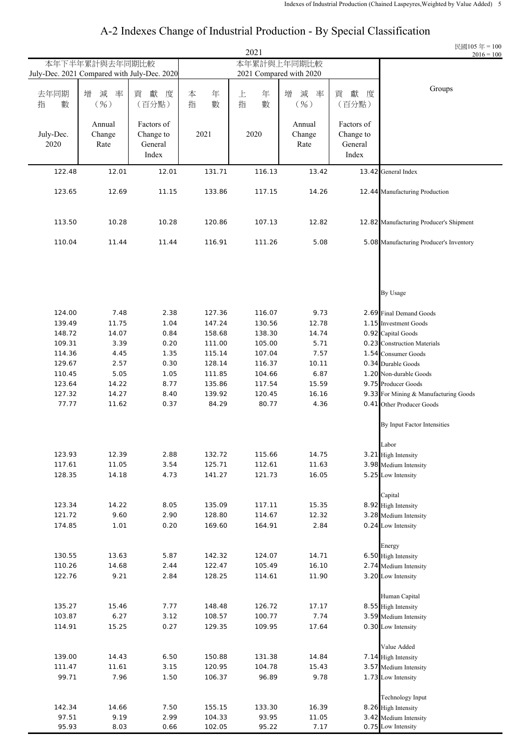# A-2 Indexes Change of Industrial Production - By Special Classification

2021

民國105 年 = 100
2016 = 100

| 本年下半年累計與去年同期比較 July-Dec. 2021 Compared with July-Dec. 2020 | | | 本年累計與上年同期比較 2021 Compared with 2020 | | | | Groups |
|---|---|---|---|---|---|---|---|
| 去年同期指數 July-Dec. 2020 | 增減率(%) Annual Change Rate | 貢獻度(百分點) Factors of Change to General Index | 本年指數 2021 | 上年指數 2020 | 增減率(%) Annual Change Rate | 貢獻度(百分點) Factors of Change to General Index | |
| 122.48 | 12.01 | 12.01 | 131.71 | 116.13 | 13.42 | 13.42 | General Index |
| 123.65 | 12.69 | 11.15 | 133.86 | 117.15 | 14.26 | 12.44 | Manufacturing Production |
| 113.50 | 10.28 | 10.28 | 120.86 | 107.13 | 12.82 | 12.82 | Manufacturing Producer's Shipment |
| 110.04 | 11.44 | 11.44 | 116.91 | 111.26 | 5.08 | 5.08 | Manufacturing Producer's Inventory |
| | | | | | | | By Usage |
| 124.00 | 7.48 | 2.38 | 127.36 | 116.07 | 9.73 | 2.69 | Final Demand Goods |
| 139.49 | 11.75 | 1.04 | 147.24 | 130.56 | 12.78 | 1.15 | Investment Goods |
| 148.72 | 14.07 | 0.84 | 158.68 | 138.30 | 14.74 | 0.92 | Capital Goods |
| 109.31 | 3.39 | 0.20 | 111.00 | 105.00 | 5.71 | 0.23 | Construction Materials |
| 114.36 | 4.45 | 1.35 | 115.14 | 107.04 | 7.57 | 1.54 | Consumer Goods |
| 129.67 | 2.57 | 0.30 | 128.14 | 116.37 | 10.11 | 0.34 | Durable Goods |
| 110.45 | 5.05 | 1.05 | 111.85 | 104.66 | 6.87 | 1.20 | Non-durable Goods |
| 123.64 | 14.22 | 8.77 | 135.86 | 117.54 | 15.59 | 9.75 | Producer Goods |
| 127.32 | 14.27 | 8.40 | 139.92 | 120.45 | 16.16 | 9.33 | For Mining & Manufacturing Goods |
| 77.77 | 11.62 | 0.37 | 84.29 | 80.77 | 4.36 | 0.41 | Other Producer Goods |
| | | | | | | | By Input Factor Intensities |
| | | | | | | | Labor |
| 123.93 | 12.39 | 2.88 | 132.72 | 115.66 | 14.75 | 3.21 | High Intensity |
| 117.61 | 11.05 | 3.54 | 125.71 | 112.61 | 11.63 | 3.98 | Medium Intensity |
| 128.35 | 14.18 | 4.73 | 141.27 | 121.73 | 16.05 | 5.25 | Low Intensity |
| | | | | | | | Capital |
| 123.34 | 14.22 | 8.05 | 135.09 | 117.11 | 15.35 | 8.92 | High Intensity |
| 121.72 | 9.60 | 2.90 | 128.80 | 114.67 | 12.32 | 3.28 | Medium Intensity |
| 174.85 | 1.01 | 0.20 | 169.60 | 164.91 | 2.84 | 0.24 | Low Intensity |
| | | | | | | | Energy |
| 130.55 | 13.63 | 5.87 | 142.32 | 124.07 | 14.71 | 6.50 | High Intensity |
| 110.26 | 14.68 | 2.44 | 122.47 | 105.49 | 16.10 | 2.74 | Medium Intensity |
| 122.76 | 9.21 | 2.84 | 128.25 | 114.61 | 11.90 | 3.20 | Low Intensity |
| | | | | | | | Human Capital |
| 135.27 | 15.46 | 7.77 | 148.48 | 126.72 | 17.17 | 8.55 | High Intensity |
| 103.87 | 6.27 | 3.12 | 108.57 | 100.77 | 7.74 | 3.59 | Medium Intensity |
| 114.91 | 15.25 | 0.27 | 129.35 | 109.95 | 17.64 | 0.30 | Low Intensity |
| | | | | | | | Value Added |
| 139.00 | 14.43 | 6.50 | 150.88 | 131.38 | 14.84 | 7.14 | High Intensity |
| 111.47 | 11.61 | 3.15 | 120.95 | 104.78 | 15.43 | 3.57 | Medium Intensity |
| 99.71 | 7.96 | 1.50 | 106.37 | 96.89 | 9.78 | 1.73 | Low Intensity |
| | | | | | | | Technology Input |
| 142.34 | 14.66 | 7.50 | 155.15 | 133.30 | 16.39 | 8.26 | High Intensity |
| 97.51 | 9.19 | 2.99 | 104.33 | 93.95 | 11.05 | 3.42 | Medium Intensity |
| 95.93 | 8.03 | 0.66 | 102.05 | 95.22 | 7.17 | 0.75 | Low Intensity |